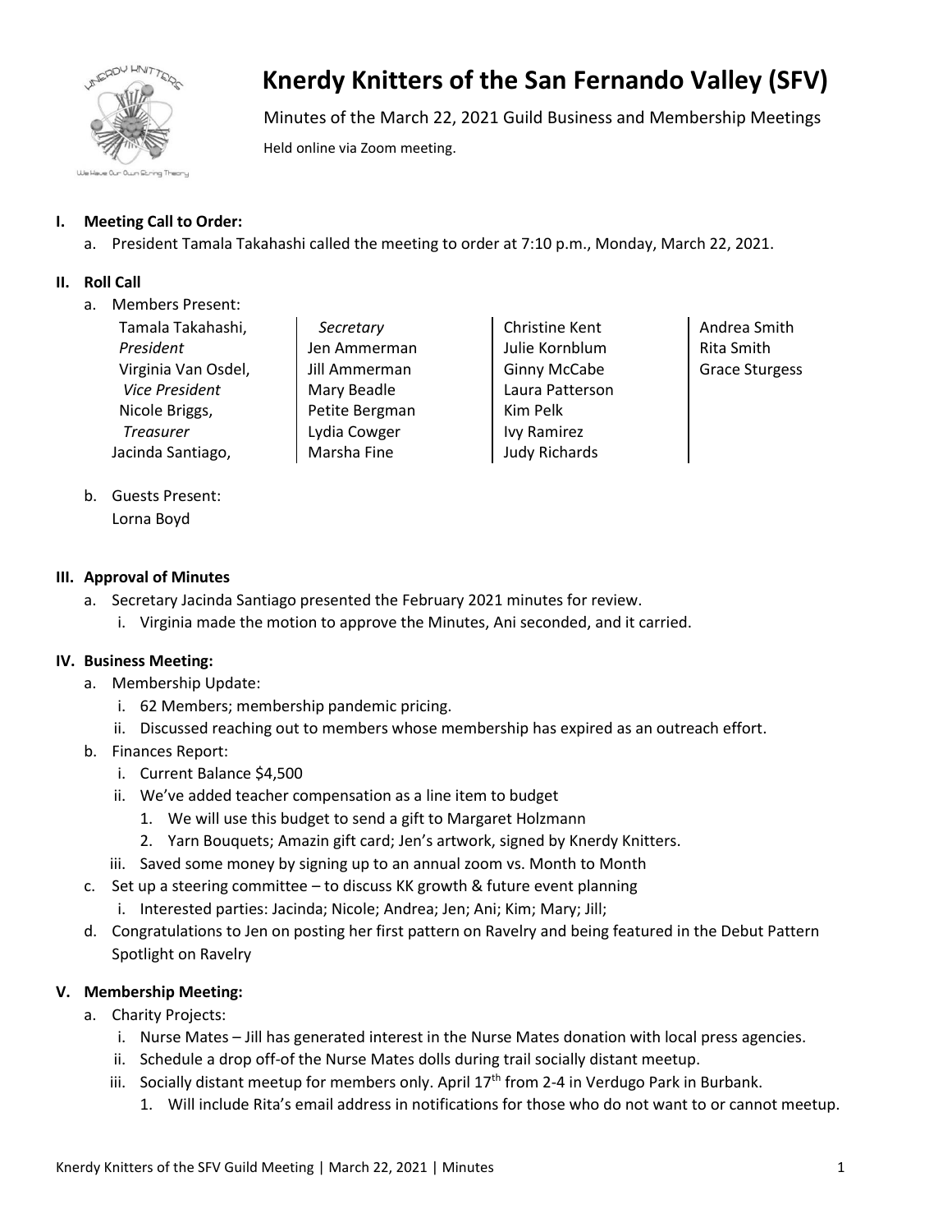# Knerdy Knitters of the San Fernando Valley (SFV)

Minutes of the March 22, 2021 Guild Business and Membership Meetings

Held online via Zoom meeting.

## I. Meeting Call to Order:

a. President Tamala Takahashi called the meeting to order at 7:10 p.m., Monday, March 22, 2021.

## II. Roll Call

a. Members Present:

- Tamala Takahashi, *President*
- Virginia Van Osdel, *Vice President*
- Nicole Briggs, *Treasurer*
- Jacinda Santiago, *Secretary*
- Jen Ammerman
- Jill Ammerman
- Mary Beadle
- Petite Bergman
- Lydia Cowger
- Marsha Fine
- Christine Kent
- Julie Kornblum
- Ginny McCabe
- Laura Patterson
- Kim Pelk
- Ivy Ramirez
- Judy Richards
- Andrea Smith
- Rita Smith
- Grace Sturgess

b. Guests Present:
Lorna Boyd

## III. Approval of Minutes

a. Secretary Jacinda Santiago presented the February 2021 minutes for review.
   i. Virginia made the motion to approve the Minutes, Ani seconded, and it carried.

## IV. Business Meeting:

a. Membership Update:
   i. 62 Members; membership pandemic pricing.
   ii. Discussed reaching out to members whose membership has expired as an outreach effort.

b. Finances Report:
   i. Current Balance $4,500
   ii. We've added teacher compensation as a line item to budget
      1. We will use this budget to send a gift to Margaret Holzmann
      2. Yarn Bouquets; Amazin gift card; Jen's artwork, signed by Knerdy Knitters.
   iii. Saved some money by signing up to an annual zoom vs. Month to Month

c. Set up a steering committee – to discuss KK growth & future event planning
   i. Interested parties: Jacinda; Nicole; Andrea; Jen; Ani; Kim; Mary; Jill;

d. Congratulations to Jen on posting her first pattern on Ravelry and being featured in the Debut Pattern Spotlight on Ravelry

## V. Membership Meeting:

a. Charity Projects:
   i. Nurse Mates – Jill has generated interest in the Nurse Mates donation with local press agencies.
   ii. Schedule a drop off-of the Nurse Mates dolls during trail socially distant meetup.
   iii. Socially distant meetup for members only. April 17th from 2-4 in Verdugo Park in Burbank.
      1. Will include Rita's email address in notifications for those who do not want to or cannot meetup.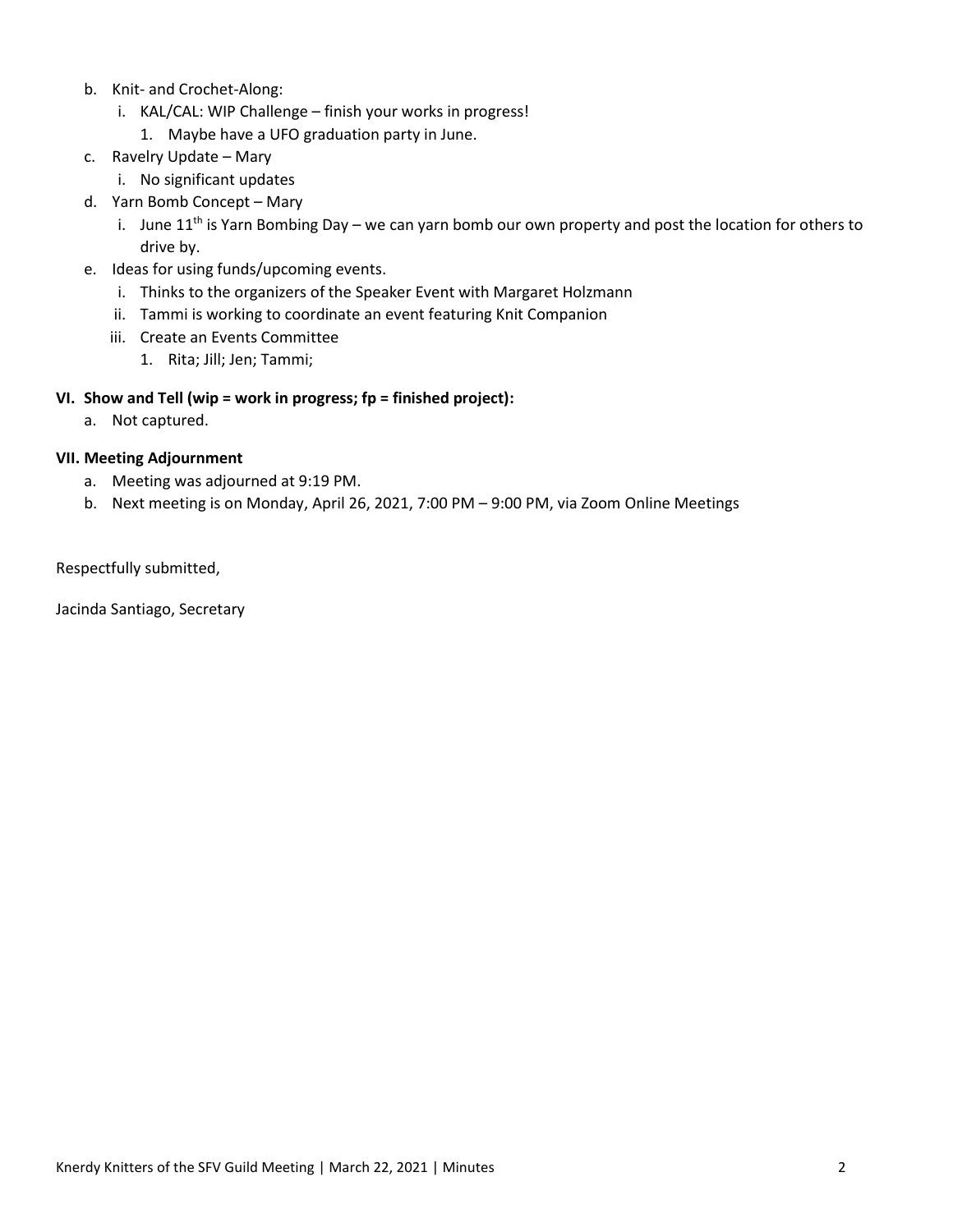b. Knit- and Crochet-Along:
   i. KAL/CAL: WIP Challenge – finish your works in progress!
      1. Maybe have a UFO graduation party in June.

c. Ravelry Update – Mary
   i. No significant updates

d. Yarn Bomb Concept – Mary
   i. June 11th is Yarn Bombing Day – we can yarn bomb our own property and post the location for others to drive by.

e. Ideas for using funds/upcoming events.
   i. Thinks to the organizers of the Speaker Event with Margaret Holzmann
   ii. Tammi is working to coordinate an event featuring Knit Companion
   iii. Create an Events Committee
      1. Rita; Jill; Jen; Tammi;

**VI. Show and Tell (wip = work in progress; fp = finished project):**

a. Not captured.

**VII. Meeting Adjournment**

a. Meeting was adjourned at 9:19 PM.
b. Next meeting is on Monday, April 26, 2021, 7:00 PM – 9:00 PM, via Zoom Online Meetings

Respectfully submitted,

Jacinda Santiago, Secretary